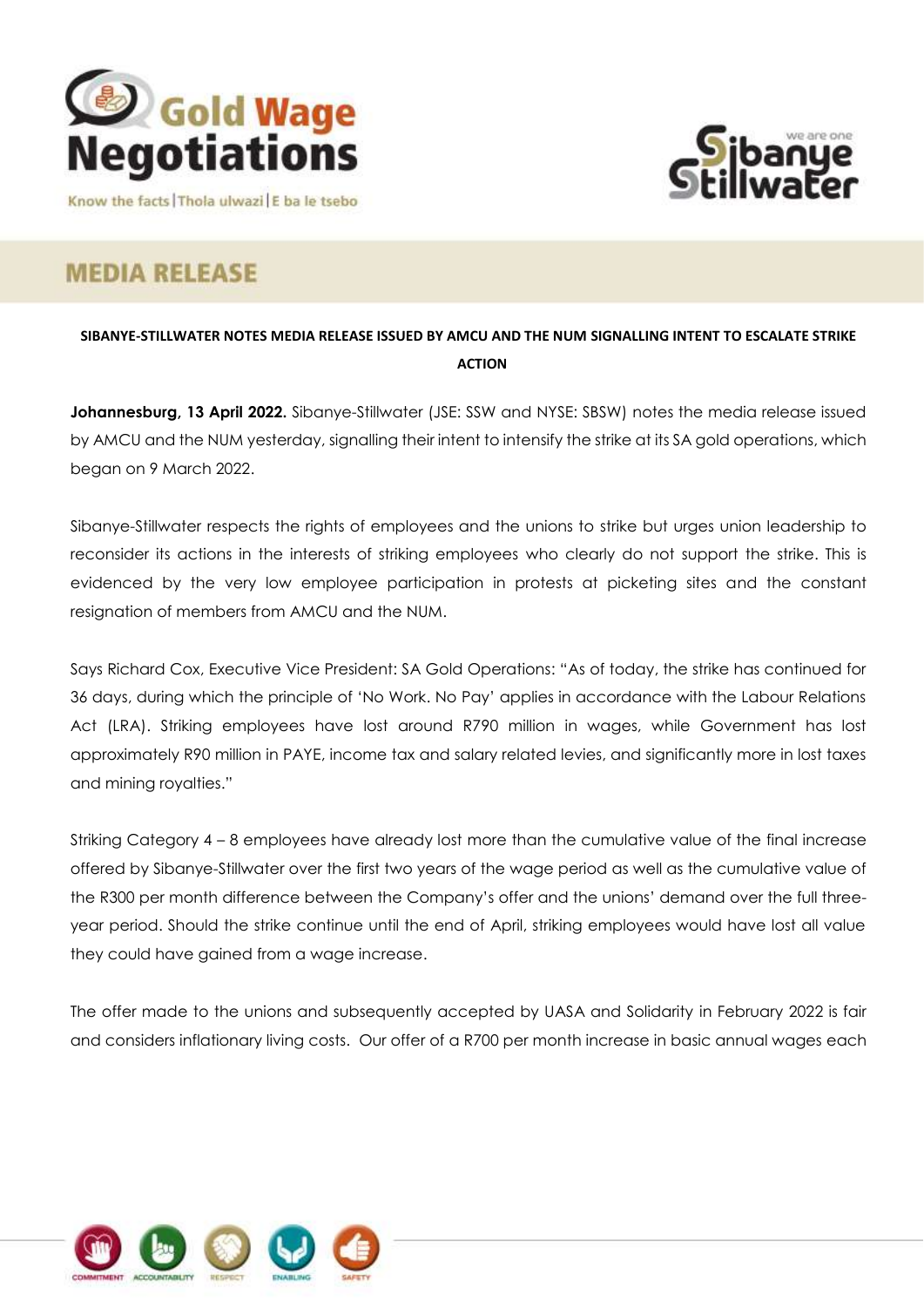Gold Wage Negotiations

Know the facts | Thola ulwazi | E ba le tsebo

# MEDIA RELEASE

**SIBANYE-STILLWATER NOTES MEDIA RELEASE ISSUED BY AMCU AND THE NUM SIGNALLING INTENT TO ESCALATE STRIKE ACTION**

**Johannesburg, 13 April 2022.** Sibanye-Stillwater (JSE: SSW and NYSE: SBSW) notes the media release issued by AMCU and the NUM yesterday, signalling their intent to intensify the strike at its SA gold operations, which began on 9 March 2022.

Sibanye-Stillwater respects the rights of employees and the unions to strike but urges union leadership to reconsider its actions in the interests of striking employees who clearly do not support the strike. This is evidenced by the very low employee participation in protests at picketing sites and the constant resignation of members from AMCU and the NUM.

Says Richard Cox, Executive Vice President: SA Gold Operations: "As of today, the strike has continued for 36 days, during which the principle of 'No Work. No Pay' applies in accordance with the Labour Relations Act (LRA). Striking employees have lost around R790 million in wages, while Government has lost approximately R90 million in PAYE, income tax and salary related levies, and significantly more in lost taxes and mining royalties."

Striking Category 4 – 8 employees have already lost more than the cumulative value of the final increase offered by Sibanye-Stillwater over the first two years of the wage period as well as the cumulative value of the R300 per month difference between the Company's offer and the unions' demand over the full three-year period. Should the strike continue until the end of April, striking employees would have lost all value they could have gained from a wage increase.

The offer made to the unions and subsequently accepted by UASA and Solidarity in February 2022 is fair and considers inflationary living costs. Our offer of a R700 per month increase in basic annual wages each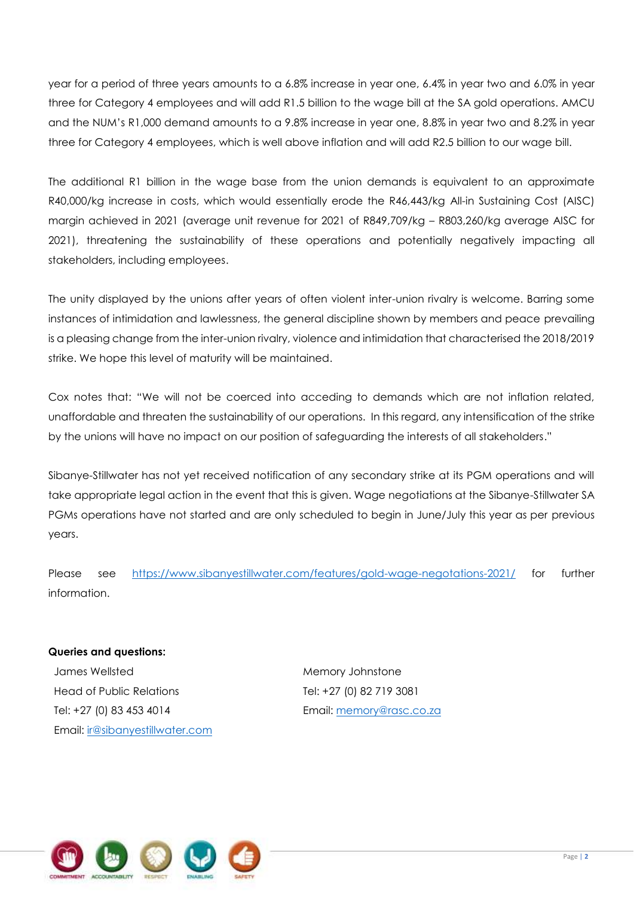year for a period of three years amounts to a 6.8% increase in year one, 6.4% in year two and 6.0% in year three for Category 4 employees and will add R1.5 billion to the wage bill at the SA gold operations. AMCU and the NUM's R1,000 demand amounts to a 9.8% increase in year one, 8.8% in year two and 8.2% in year three for Category 4 employees, which is well above inflation and will add R2.5 billion to our wage bill.

The additional R1 billion in the wage base from the union demands is equivalent to an approximate R40,000/kg increase in costs, which would essentially erode the R46,443/kg All-in Sustaining Cost (AISC) margin achieved in 2021 (average unit revenue for 2021 of R849,709/kg – R803,260/kg average AISC for 2021), threatening the sustainability of these operations and potentially negatively impacting all stakeholders, including employees.

The unity displayed by the unions after years of often violent inter-union rivalry is welcome. Barring some instances of intimidation and lawlessness, the general discipline shown by members and peace prevailing is a pleasing change from the inter-union rivalry, violence and intimidation that characterised the 2018/2019 strike. We hope this level of maturity will be maintained.

Cox notes that: "We will not be coerced into acceding to demands which are not inflation related, unaffordable and threaten the sustainability of our operations. In this regard, any intensification of the strike by the unions will have no impact on our position of safeguarding the interests of all stakeholders."

Sibanye-Stillwater has not yet received notification of any secondary strike at its PGM operations and will take appropriate legal action in the event that this is given. Wage negotiations at the Sibanye-Stillwater SA PGMs operations have not started and are only scheduled to begin in June/July this year as per previous years.

Please see https://www.sibanyestillwater.com/features/gold-wage-negotations-2021/ for further information.

**Queries and questions:**

James Wellsted
Head of Public Relations
Tel: +27 (0) 83 453 4014
Email: ir@sibanyestillwater.com

Memory Johnstone
Tel: +27 (0) 82 719 3081
Email: memory@rasc.co.za

COMMITMENT ACCOUNTABILITY RESPECT ENABLING SAFETY